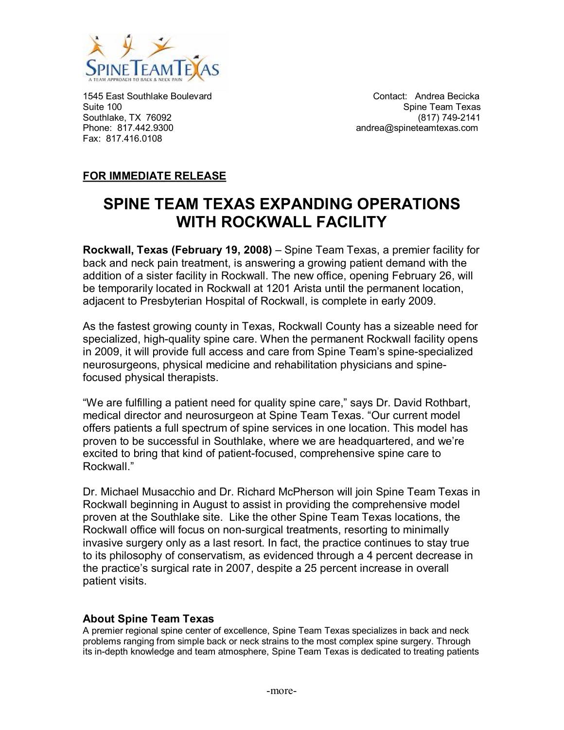SPINE TEAM TEXAS
A TEAM APPROACH TO BACK & NECK PAIN

1545 East Southlake Boulevard
Suite 100
Southlake, TX 76092
Phone: 817.442.9300
Fax: 817.416.0108

Contact: Andrea Becicka
Spine Team Texas
(817) 749-2141
andrea@spineteamtexas.com

**FOR IMMEDIATE RELEASE**

# SPINE TEAM TEXAS EXPANDING OPERATIONS WITH ROCKWALL FACILITY

**Rockwall, Texas (February 19, 2008)** – Spine Team Texas, a premier facility for back and neck pain treatment, is answering a growing patient demand with the addition of a sister facility in Rockwall. The new office, opening February 26, will be temporarily located in Rockwall at 1201 Arista until the permanent location, adjacent to Presbyterian Hospital of Rockwall, is complete in early 2009.

As the fastest growing county in Texas, Rockwall County has a sizeable need for specialized, high-quality spine care. When the permanent Rockwall facility opens in 2009, it will provide full access and care from Spine Team's spine-specialized neurosurgeons, physical medicine and rehabilitation physicians and spine-focused physical therapists.

"We are fulfilling a patient need for quality spine care," says Dr. David Rothbart, medical director and neurosurgeon at Spine Team Texas. "Our current model offers patients a full spectrum of spine services in one location. This model has proven to be successful in Southlake, where we are headquartered, and we're excited to bring that kind of patient-focused, comprehensive spine care to Rockwall."

Dr. Michael Musacchio and Dr. Richard McPherson will join Spine Team Texas in Rockwall beginning in August to assist in providing the comprehensive model proven at the Southlake site. Like the other Spine Team Texas locations, the Rockwall office will focus on non-surgical treatments, resorting to minimally invasive surgery only as a last resort. In fact, the practice continues to stay true to its philosophy of conservatism, as evidenced through a 4 percent decrease in the practice's surgical rate in 2007, despite a 25 percent increase in overall patient visits.

### About Spine Team Texas

A premier regional spine center of excellence, Spine Team Texas specializes in back and neck problems ranging from simple back or neck strains to the most complex spine surgery. Through its in-depth knowledge and team atmosphere, Spine Team Texas is dedicated to treating patients

-more-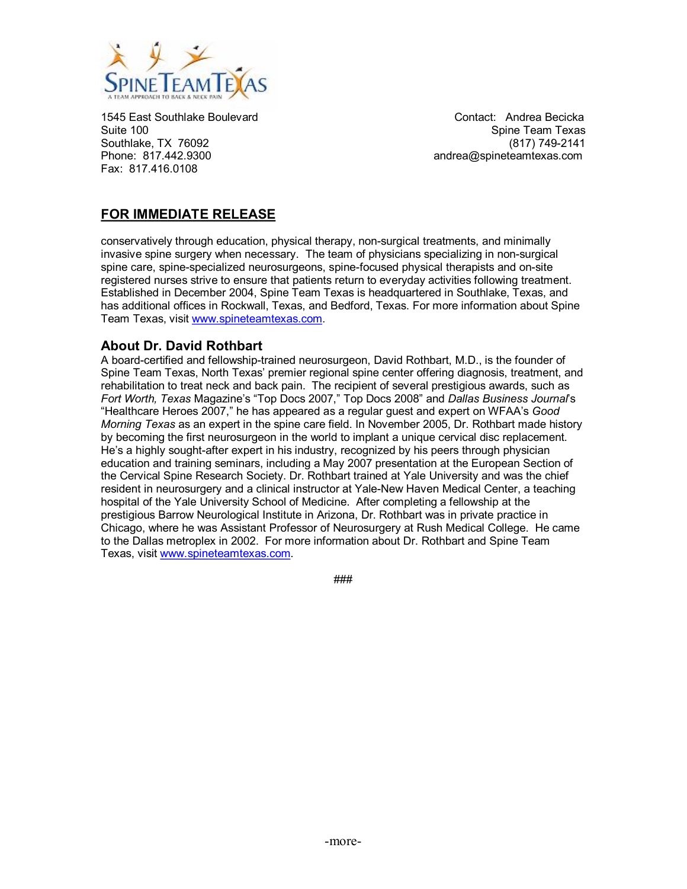SpineTeamTexas
A TEAM APPROACH TO BACK & NECK PAIN

1545 East Southlake Boulevard
Suite 100
Southlake, TX 76092
Phone: 817.442.9300
Fax: 817.416.0108

Contact: Andrea Becicka
Spine Team Texas
(817) 749-2141
andrea@spineteamtexas.com

## FOR IMMEDIATE RELEASE

conservatively through education, physical therapy, non-surgical treatments, and minimally invasive spine surgery when necessary. The team of physicians specializing in non-surgical spine care, spine-specialized neurosurgeons, spine-focused physical therapists and on-site registered nurses strive to ensure that patients return to everyday activities following treatment. Established in December 2004, Spine Team Texas is headquartered in Southlake, Texas, and has additional offices in Rockwall, Texas, and Bedford, Texas. For more information about Spine Team Texas, visit www.spineteamtexas.com.

### About Dr. David Rothbart

A board-certified and fellowship-trained neurosurgeon, David Rothbart, M.D., is the founder of Spine Team Texas, North Texas' premier regional spine center offering diagnosis, treatment, and rehabilitation to treat neck and back pain. The recipient of several prestigious awards, such as *Fort Worth, Texas* Magazine's "Top Docs 2007," Top Docs 2008" and *Dallas Business Journal*'s "Healthcare Heroes 2007," he has appeared as a regular guest and expert on WFAA's *Good Morning Texas* as an expert in the spine care field. In November 2005, Dr. Rothbart made history by becoming the first neurosurgeon in the world to implant a unique cervical disc replacement. He's a highly sought-after expert in his industry, recognized by his peers through physician education and training seminars, including a May 2007 presentation at the European Section of the Cervical Spine Research Society. Dr. Rothbart trained at Yale University and was the chief resident in neurosurgery and a clinical instructor at Yale-New Haven Medical Center, a teaching hospital of the Yale University School of Medicine. After completing a fellowship at the prestigious Barrow Neurological Institute in Arizona, Dr. Rothbart was in private practice in Chicago, where he was Assistant Professor of Neurosurgery at Rush Medical College. He came to the Dallas metroplex in 2002. For more information about Dr. Rothbart and Spine Team Texas, visit www.spineteamtexas.com.

###

-more-